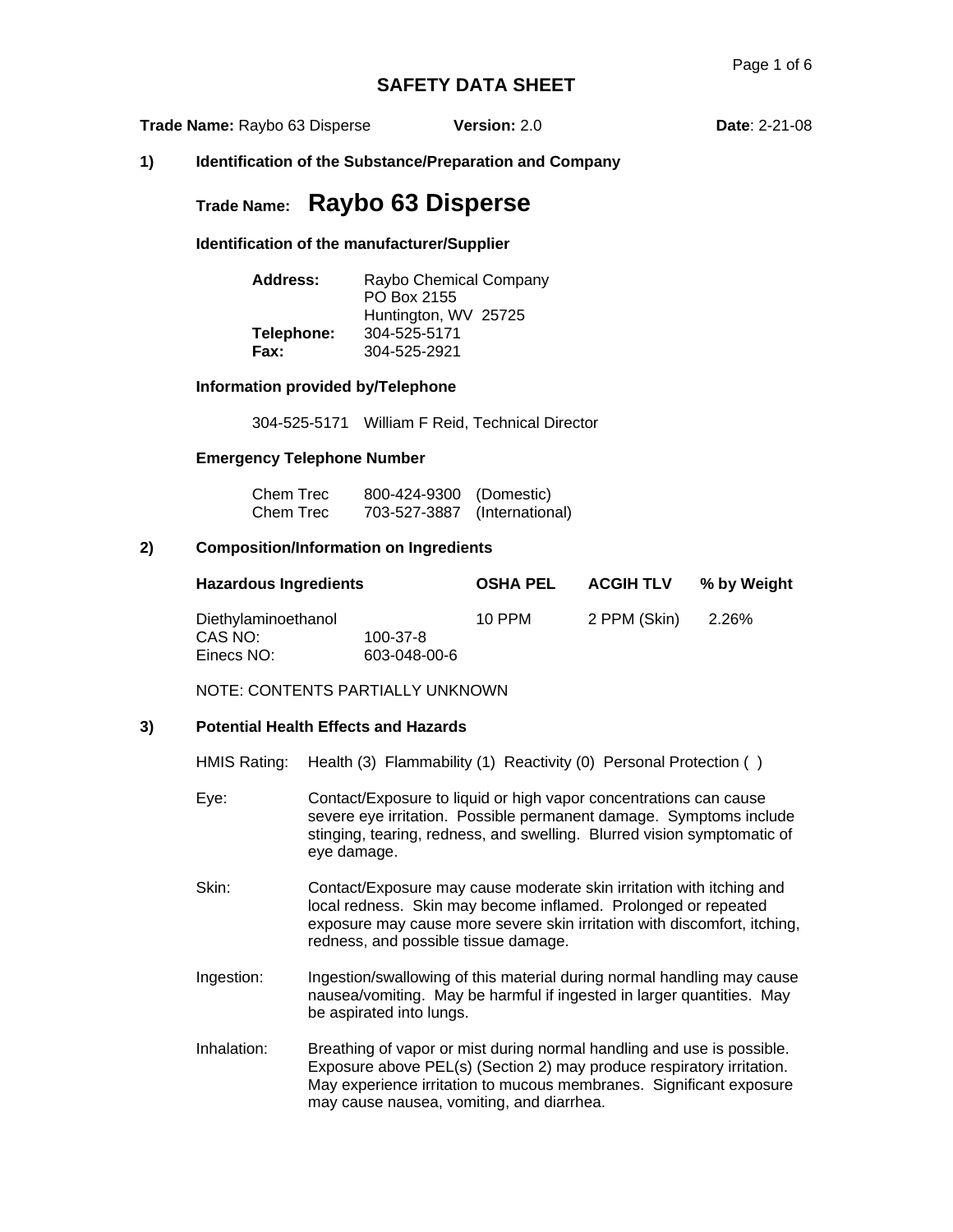# SAFETY DATA SHEET

**Trade Name:** Raybo 63 Disperse **Version:** 2.0 **Date**: 2-21-08

## 1) Identification of the Substance/Preparation and Company

### Trade Name: Raybo 63 Disperse

**Identification of the manufacturer/Supplier**

**Address:** Raybo Chemical Company
PO Box 2155
Huntington, WV 25725
**Telephone:** 304-525-5171
**Fax:** 304-525-2921

**Information provided by/Telephone**

304-525-5171 William F Reid, Technical Director

**Emergency Telephone Number**

Chem Trec 800-424-9300 (Domestic)
Chem Trec 703-527-3887 (International)

## 2) Composition/Information on Ingredients

| Hazardous Ingredients | | OSHA PEL | ACGIH TLV | % by Weight |
|---|---|---|---|---|
| Diethylaminoethanol | | 10 PPM | 2 PPM (Skin) | 2.26% |
| CAS NO: | 100-37-8 | | | |
| Einecs NO: | 603-048-00-6 | | | |

NOTE: CONTENTS PARTIALLY UNKNOWN

## 3) Potential Health Effects and Hazards

HMIS Rating: Health (3) Flammability (1) Reactivity (0) Personal Protection ( )

Eye: Contact/Exposure to liquid or high vapor concentrations can cause severe eye irritation. Possible permanent damage. Symptoms include stinging, tearing, redness, and swelling. Blurred vision symptomatic of eye damage.

Skin: Contact/Exposure may cause moderate skin irritation with itching and local redness. Skin may become inflamed. Prolonged or repeated exposure may cause more severe skin irritation with discomfort, itching, redness, and possible tissue damage.

Ingestion: Ingestion/swallowing of this material during normal handling may cause nausea/vomiting. May be harmful if ingested in larger quantities. May be aspirated into lungs.

Inhalation: Breathing of vapor or mist during normal handling and use is possible. Exposure above PEL(s) (Section 2) may produce respiratory irritation. May experience irritation to mucous membranes. Significant exposure may cause nausea, vomiting, and diarrhea.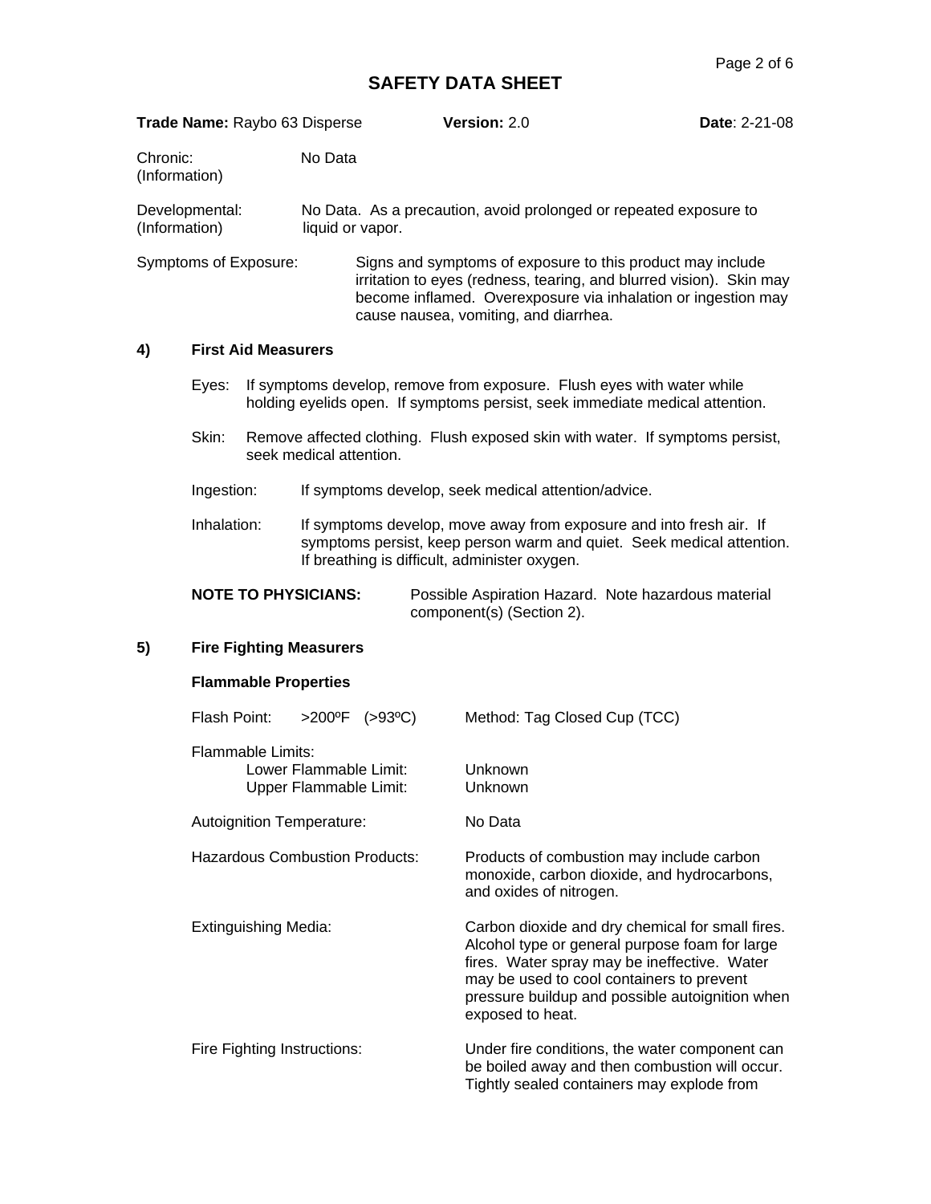# SAFETY DATA SHEET

**Trade Name:** Raybo 63 Disperse **Version:** 2.0 **Date**: 2-21-08

Chronic: (Information) No Data

Developmental: (Information) No Data. As a precaution, avoid prolonged or repeated exposure to liquid or vapor.

Symptoms of Exposure: Signs and symptoms of exposure to this product may include irritation to eyes (redness, tearing, and blurred vision). Skin may become inflamed. Overexposure via inhalation or ingestion may cause nausea, vomiting, and diarrhea.

## 4) First Aid Measurers

Eyes: If symptoms develop, remove from exposure. Flush eyes with water while holding eyelids open. If symptoms persist, seek immediate medical attention.

Skin: Remove affected clothing. Flush exposed skin with water. If symptoms persist, seek medical attention.

Ingestion: If symptoms develop, seek medical attention/advice.

Inhalation: If symptoms develop, move away from exposure and into fresh air. If symptoms persist, keep person warm and quiet. Seek medical attention. If breathing is difficult, administer oxygen.

**NOTE TO PHYSICIANS:** Possible Aspiration Hazard. Note hazardous material component(s) (Section 2).

## 5) Fire Fighting Measurers

### Flammable Properties

Flash Point: >200ºF (>93ºC) Method: Tag Closed Cup (TCC)

Flammable Limits:
- Lower Flammable Limit: Unknown
- Upper Flammable Limit: Unknown

Autoignition Temperature: No Data

Hazardous Combustion Products: Products of combustion may include carbon monoxide, carbon dioxide, and hydrocarbons, and oxides of nitrogen.

Extinguishing Media: Carbon dioxide and dry chemical for small fires. Alcohol type or general purpose foam for large fires. Water spray may be ineffective. Water may be used to cool containers to prevent pressure buildup and possible autoignition when exposed to heat.

Fire Fighting Instructions: Under fire conditions, the water component can be boiled away and then combustion will occur. Tightly sealed containers may explode from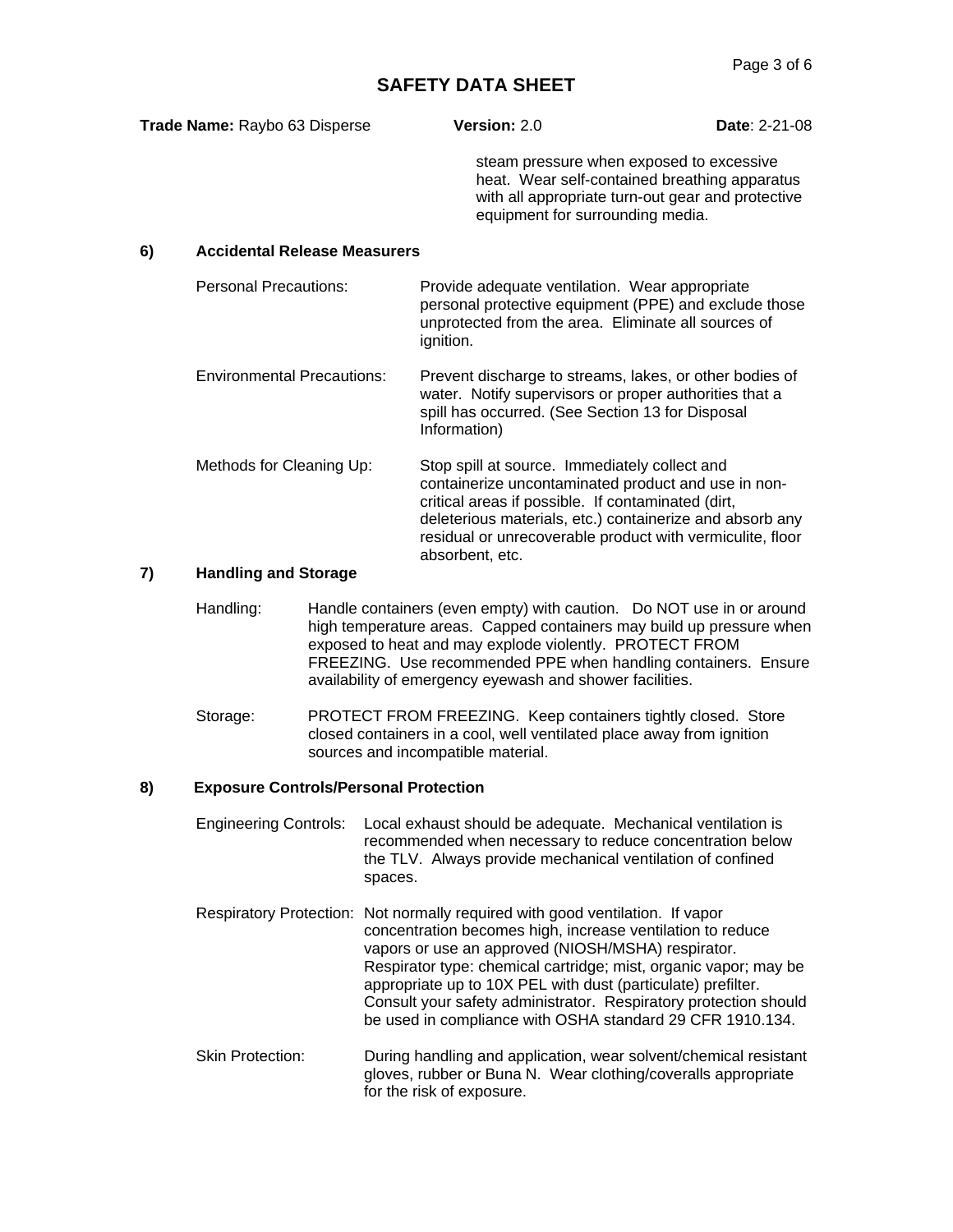steam pressure when exposed to excessive heat. Wear self-contained breathing apparatus with all appropriate turn-out gear and protective equipment for surrounding media.

## 6) Accidental Release Measurers

**Personal Precautions:** Provide adequate ventilation. Wear appropriate personal protective equipment (PPE) and exclude those unprotected from the area. Eliminate all sources of ignition.

**Environmental Precautions:** Prevent discharge to streams, lakes, or other bodies of water. Notify supervisors or proper authorities that a spill has occurred. (See Section 13 for Disposal Information)

**Methods for Cleaning Up:** Stop spill at source. Immediately collect and containerize uncontaminated product and use in non-critical areas if possible. If contaminated (dirt, deleterious materials, etc.) containerize and absorb any residual or unrecoverable product with vermiculite, floor absorbent, etc.

## 7) Handling and Storage

**Handling:** Handle containers (even empty) with caution. Do NOT use in or around high temperature areas. Capped containers may build up pressure when exposed to heat and may explode violently. PROTECT FROM FREEZING. Use recommended PPE when handling containers. Ensure availability of emergency eyewash and shower facilities.

**Storage:** PROTECT FROM FREEZING. Keep containers tightly closed. Store closed containers in a cool, well ventilated place away from ignition sources and incompatible material.

## 8) Exposure Controls/Personal Protection

**Engineering Controls:** Local exhaust should be adequate. Mechanical ventilation is recommended when necessary to reduce concentration below the TLV. Always provide mechanical ventilation of confined spaces.

**Respiratory Protection:** Not normally required with good ventilation. If vapor concentration becomes high, increase ventilation to reduce vapors or use an approved (NIOSH/MSHA) respirator. Respirator type: chemical cartridge; mist, organic vapor; may be appropriate up to 10X PEL with dust (particulate) prefilter. Consult your safety administrator. Respiratory protection should be used in compliance with OSHA standard 29 CFR 1910.134.

**Skin Protection:** During handling and application, wear solvent/chemical resistant gloves, rubber or Buna N. Wear clothing/coveralls appropriate for the risk of exposure.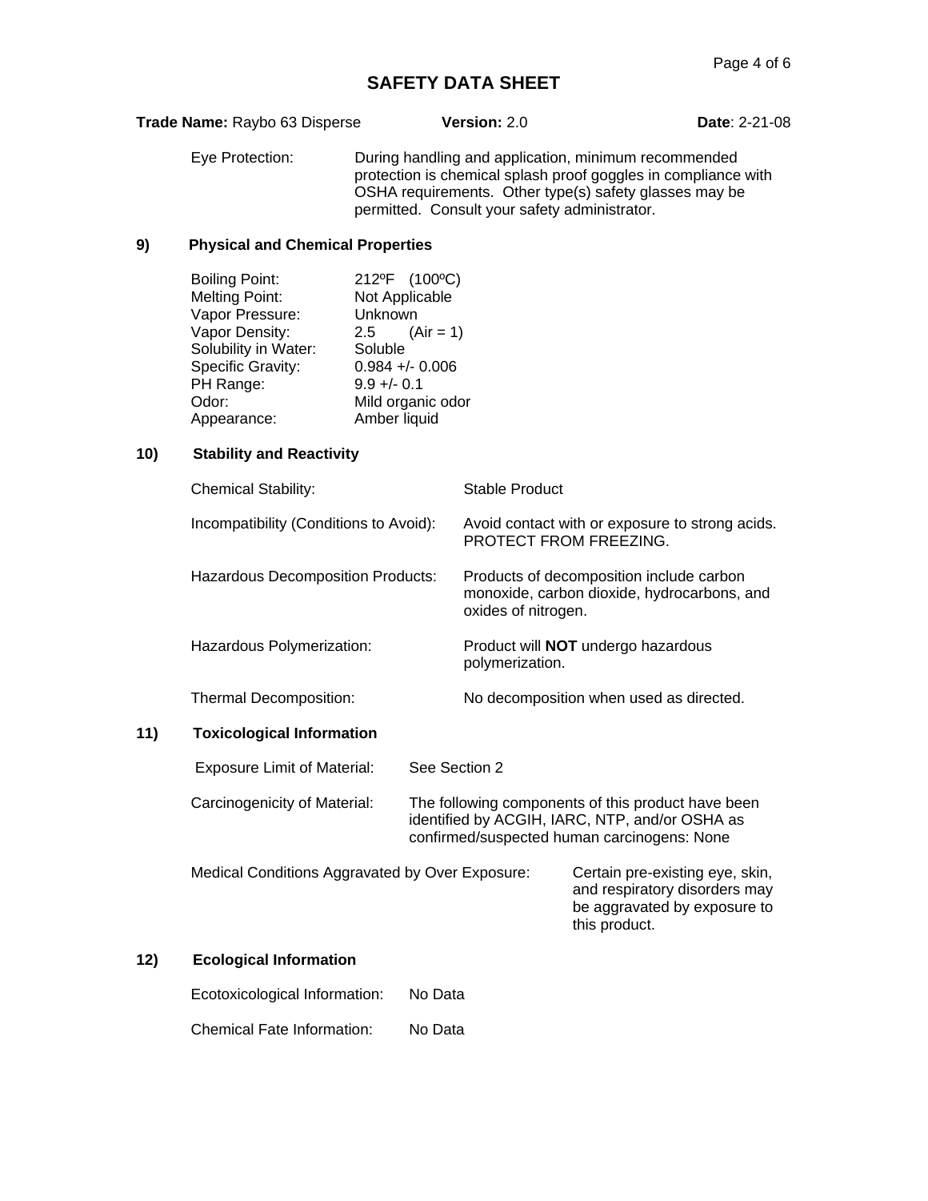# SAFETY DATA SHEET

**Trade Name:** Raybo 63 Disperse **Version:** 2.0 **Date**: 2-21-08

Eye Protection: During handling and application, minimum recommended protection is chemical splash proof goggles in compliance with OSHA requirements. Other type(s) safety glasses may be permitted. Consult your safety administrator.

## 9) Physical and Chemical Properties

| | |
|---|---|
| Boiling Point: | 212ºF (100ºC) |
| Melting Point: | Not Applicable |
| Vapor Pressure: | Unknown |
| Vapor Density: | 2.5 (Air = 1) |
| Solubility in Water: | Soluble |
| Specific Gravity: | 0.984 +/- 0.006 |
| PH Range: | 9.9 +/- 0.1 |
| Odor: | Mild organic odor |
| Appearance: | Amber liquid |

## 10) Stability and Reactivity

Chemical Stability: Stable Product

Incompatibility (Conditions to Avoid): Avoid contact with or exposure to strong acids. PROTECT FROM FREEZING.

Hazardous Decomposition Products: Products of decomposition include carbon monoxide, carbon dioxide, hydrocarbons, and oxides of nitrogen.

Hazardous Polymerization: Product will **NOT** undergo hazardous polymerization.

Thermal Decomposition: No decomposition when used as directed.

## 11) Toxicological Information

Exposure Limit of Material: See Section 2

Carcinogenicity of Material: The following components of this product have been identified by ACGIH, IARC, NTP, and/or OSHA as confirmed/suspected human carcinogens: None

Medical Conditions Aggravated by Over Exposure: Certain pre-existing eye, skin, and respiratory disorders may be aggravated by exposure to this product.

## 12) Ecological Information

Ecotoxicological Information: No Data

Chemical Fate Information: No Data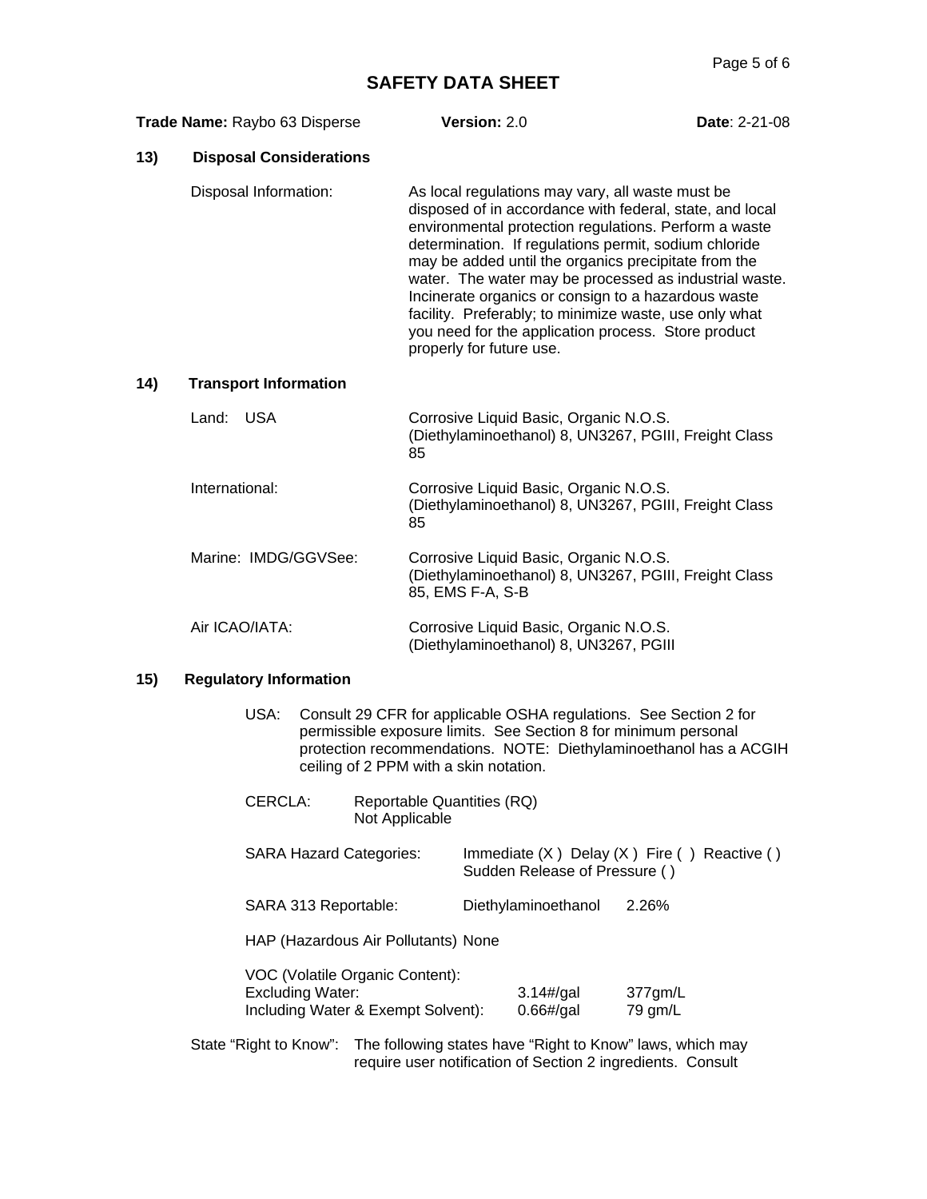# SAFETY DATA SHEET

**Trade Name:** Raybo 63 Disperse **Version:** 2.0 **Date**: 2-21-08

## 13) Disposal Considerations

Disposal Information: As local regulations may vary, all waste must be disposed of in accordance with federal, state, and local environmental protection regulations. Perform a waste determination. If regulations permit, sodium chloride may be added until the organics precipitate from the water. The water may be processed as industrial waste. Incinerate organics or consign to a hazardous waste facility. Preferably; to minimize waste, use only what you need for the application process. Store product properly for future use.

## 14) Transport Information

Land: USA — Corrosive Liquid Basic, Organic N.O.S. (Diethylaminoethanol) 8, UN3267, PGIII, Freight Class 85

International: Corrosive Liquid Basic, Organic N.O.S. (Diethylaminoethanol) 8, UN3267, PGIII, Freight Class 85

Marine: IMDG/GGVSee: Corrosive Liquid Basic, Organic N.O.S. (Diethylaminoethanol) 8, UN3267, PGIII, Freight Class 85, EMS F-A, S-B

Air ICAO/IATA: Corrosive Liquid Basic, Organic N.O.S. (Diethylaminoethanol) 8, UN3267, PGIII

## 15) Regulatory Information

USA: Consult 29 CFR for applicable OSHA regulations. See Section 2 for permissible exposure limits. See Section 8 for minimum personal protection recommendations. NOTE: Diethylaminoethanol has a ACGIH ceiling of 2 PPM with a skin notation.

CERCLA: Reportable Quantities (RQ) Not Applicable

SARA Hazard Categories: Immediate (X ) Delay (X ) Fire ( ) Reactive ( ) Sudden Release of Pressure ( )

SARA 313 Reportable: Diethylaminoethanol 2.26%

HAP (Hazardous Air Pollutants) None

VOC (Volatile Organic Content):

| | | |
|---|---|---|
| Excluding Water: | 3.14#/gal | 377gm/L |
| Including Water & Exempt Solvent): | 0.66#/gal | 79 gm/L |

State "Right to Know": The following states have "Right to Know" laws, which may require user notification of Section 2 ingredients. Consult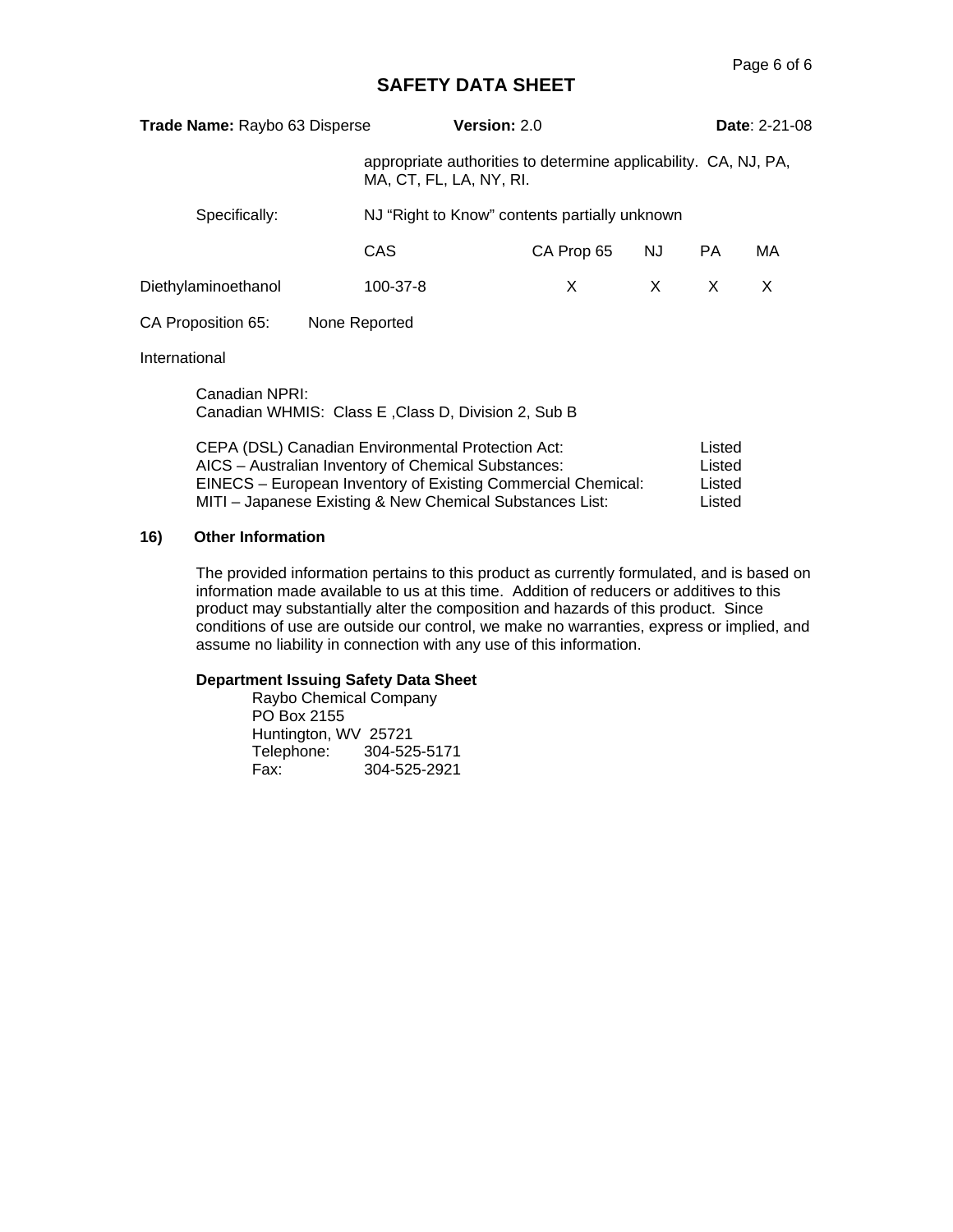appropriate authorities to determine applicability. CA, NJ, PA, MA, CT, FL, LA, NY, RI.

Specifically: NJ "Right to Know" contents partially unknown

| | CAS | CA Prop 65 | NJ | PA | MA |
|---|---|---|---|---|---|
| Diethylaminoethanol | 100-37-8 | X | X | X | X |

CA Proposition 65: None Reported

International

Canadian NPRI:
Canadian WHMIS: Class E ,Class D, Division 2, Sub B

| | |
|---|---|
| CEPA (DSL) Canadian Environmental Protection Act: | Listed |
| AICS – Australian Inventory of Chemical Substances: | Listed |
| EINECS – European Inventory of Existing Commercial Chemical: | Listed |
| MITI – Japanese Existing & New Chemical Substances List: | Listed |

## 16) Other Information

The provided information pertains to this product as currently formulated, and is based on information made available to us at this time. Addition of reducers or additives to this product may substantially alter the composition and hazards of this product. Since conditions of use are outside our control, we make no warranties, express or implied, and assume no liability in connection with any use of this information.

**Department Issuing Safety Data Sheet**

Raybo Chemical Company
PO Box 2155
Huntington, WV 25721
Telephone: 304-525-5171
Fax: 304-525-2921